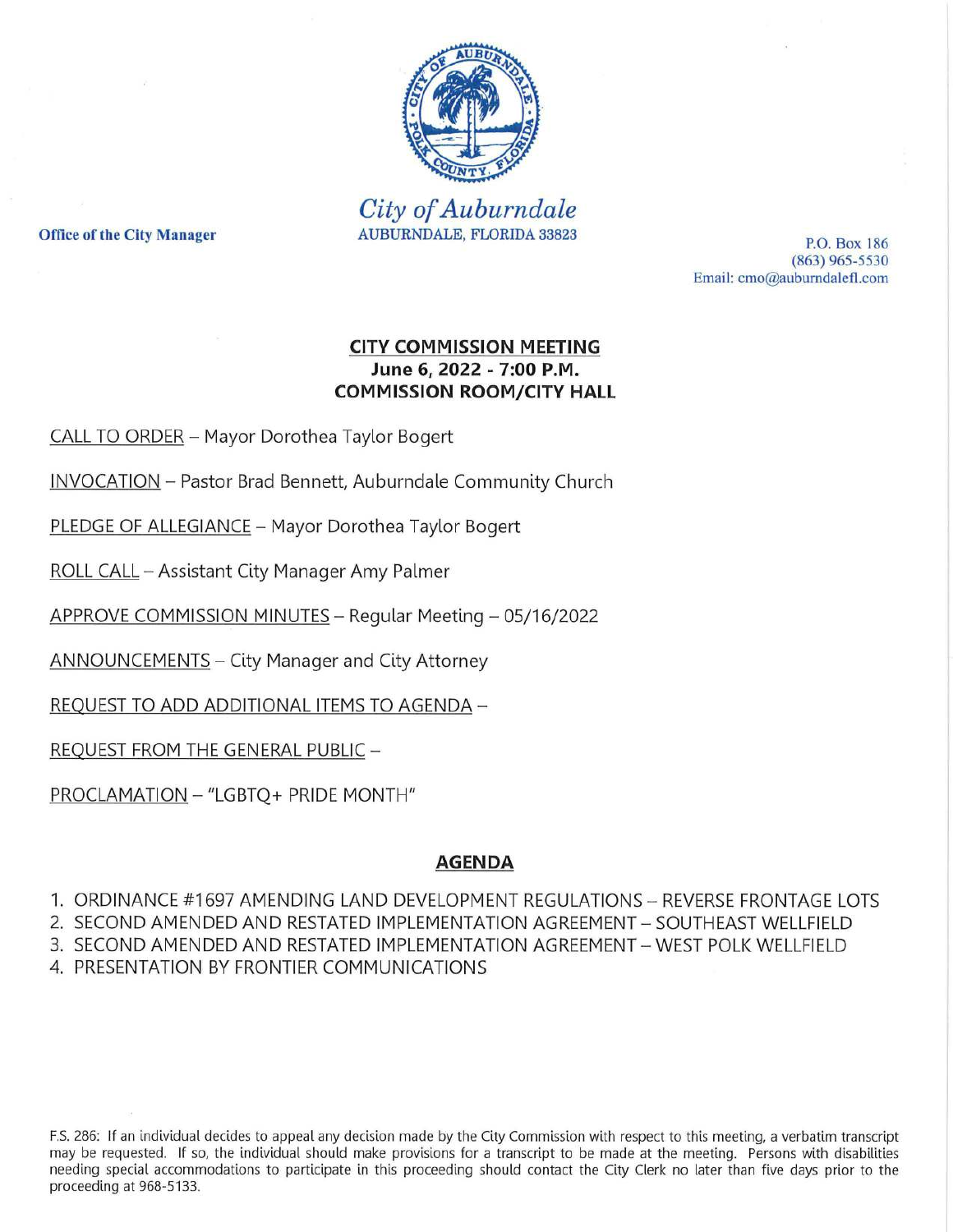*City of Auburndale*
AUBURNDALE, FLORIDA 33823

**Office of the City Manager**

P.O. Box 186
(863) 965-5530
Email: cmo@auburndalefl.com

## CITY COMMISSION MEETING
**June 6, 2022 - 7:00 P.M.**
**COMMISSION ROOM/CITY HALL**

CALL TO ORDER – Mayor Dorothea Taylor Bogert

INVOCATION – Pastor Brad Bennett, Auburndale Community Church

PLEDGE OF ALLEGIANCE – Mayor Dorothea Taylor Bogert

ROLL CALL – Assistant City Manager Amy Palmer

APPROVE COMMISSION MINUTES – Regular Meeting – 05/16/2022

ANNOUNCEMENTS – City Manager and City Attorney

REQUEST TO ADD ADDITIONAL ITEMS TO AGENDA –

REQUEST FROM THE GENERAL PUBLIC –

PROCLAMATION – "LGBTQ+ PRIDE MONTH"

## AGENDA

1. ORDINANCE #1697 AMENDING LAND DEVELOPMENT REGULATIONS – REVERSE FRONTAGE LOTS
2. SECOND AMENDED AND RESTATED IMPLEMENTATION AGREEMENT – SOUTHEAST WELLFIELD
3. SECOND AMENDED AND RESTATED IMPLEMENTATION AGREEMENT – WEST POLK WELLFIELD
4. PRESENTATION BY FRONTIER COMMUNICATIONS

F.S. 286: If an individual decides to appeal any decision made by the City Commission with respect to this meeting, a verbatim transcript may be requested. If so, the individual should make provisions for a transcript to be made at the meeting. Persons with disabilities needing special accommodations to participate in this proceeding should contact the City Clerk no later than five days prior to the proceeding at 968-5133.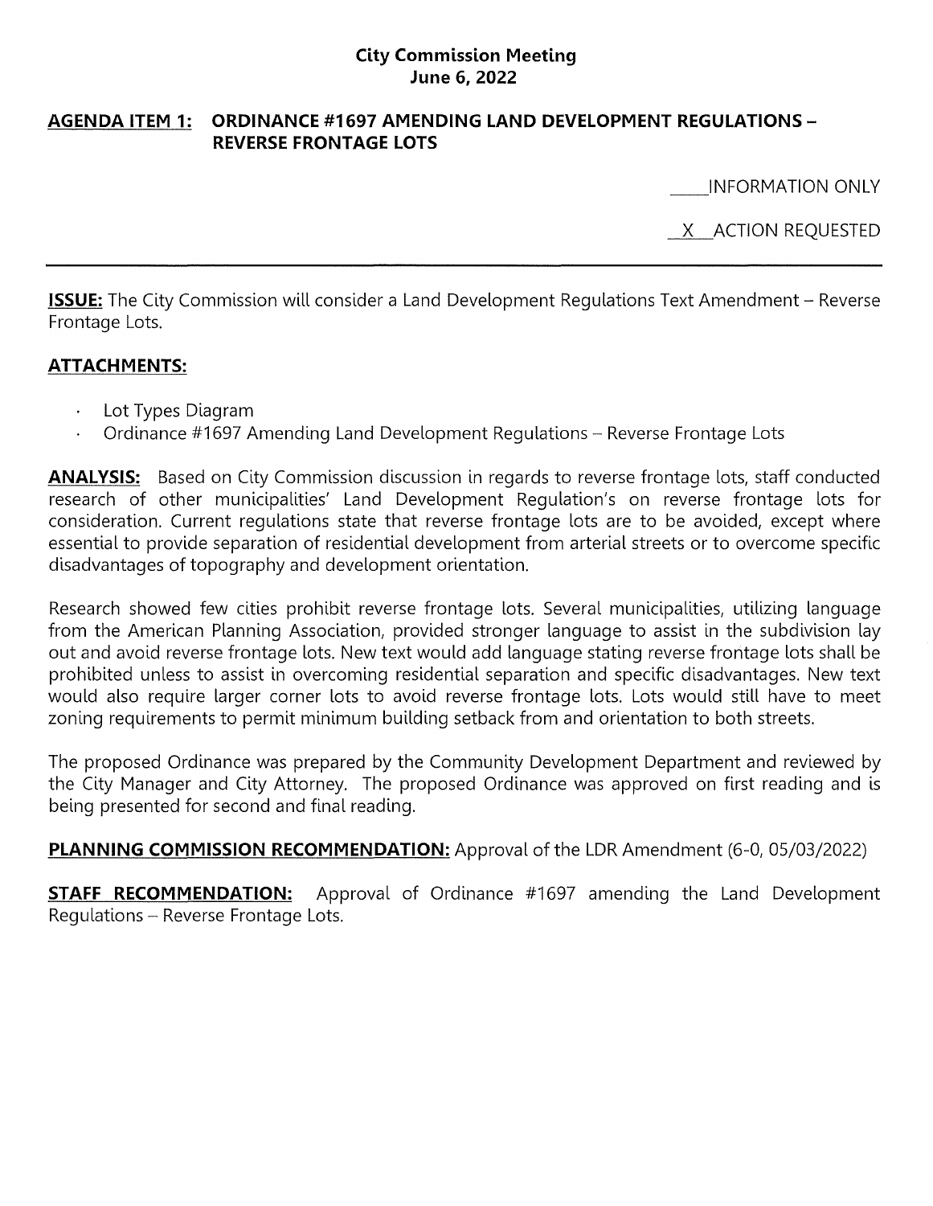**City Commission Meeting**
**June 6, 2022**

**AGENDA ITEM 1: ORDINANCE #1697 AMENDING LAND DEVELOPMENT REGULATIONS – REVERSE FRONTAGE LOTS**

____INFORMATION ONLY

__X__ ACTION REQUESTED

---

**ISSUE:** The City Commission will consider a Land Development Regulations Text Amendment – Reverse Frontage Lots.

**ATTACHMENTS:**

- Lot Types Diagram
- Ordinance #1697 Amending Land Development Regulations – Reverse Frontage Lots

**ANALYSIS:** Based on City Commission discussion in regards to reverse frontage lots, staff conducted research of other municipalities' Land Development Regulation's on reverse frontage lots for consideration. Current regulations state that reverse frontage lots are to be avoided, except where essential to provide separation of residential development from arterial streets or to overcome specific disadvantages of topography and development orientation.

Research showed few cities prohibit reverse frontage lots. Several municipalities, utilizing language from the American Planning Association, provided stronger language to assist in the subdivision lay out and avoid reverse frontage lots. New text would add language stating reverse frontage lots shall be prohibited unless to assist in overcoming residential separation and specific disadvantages. New text would also require larger corner lots to avoid reverse frontage lots. Lots would still have to meet zoning requirements to permit minimum building setback from and orientation to both streets.

The proposed Ordinance was prepared by the Community Development Department and reviewed by the City Manager and City Attorney. The proposed Ordinance was approved on first reading and is being presented for second and final reading.

**PLANNING COMMISSION RECOMMENDATION:** Approval of the LDR Amendment (6-0, 05/03/2022)

**STAFF RECOMMENDATION:** Approval of Ordinance #1697 amending the Land Development Regulations – Reverse Frontage Lots.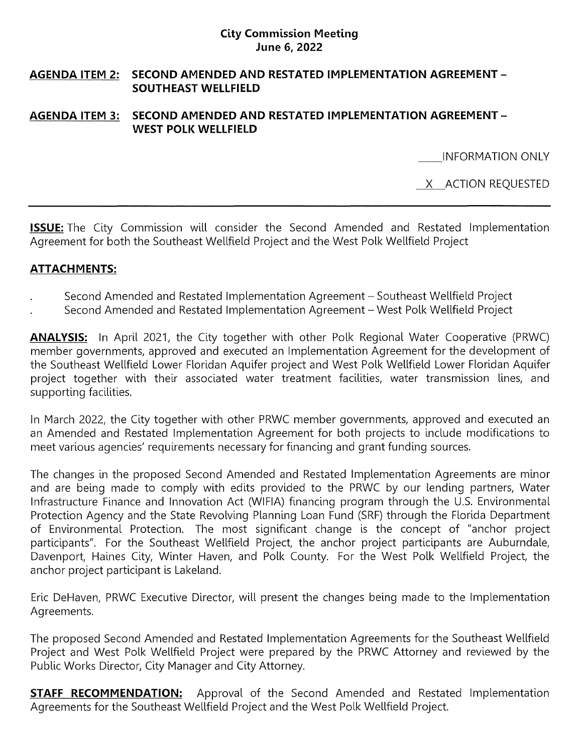**City Commission Meeting**
**June 6, 2022**

**AGENDA ITEM 2: SECOND AMENDED AND RESTATED IMPLEMENTATION AGREEMENT – SOUTHEAST WELLFIELD**

**AGENDA ITEM 3: SECOND AMENDED AND RESTATED IMPLEMENTATION AGREEMENT – WEST POLK WELLFIELD**

\_\_\_\_INFORMATION ONLY

\_X\_ ACTION REQUESTED

---

**ISSUE:** The City Commission will consider the Second Amended and Restated Implementation Agreement for both the Southeast Wellfield Project and the West Polk Wellfield Project

**ATTACHMENTS:**

- Second Amended and Restated Implementation Agreement – Southeast Wellfield Project
- Second Amended and Restated Implementation Agreement – West Polk Wellfield Project

**ANALYSIS:** In April 2021, the City together with other Polk Regional Water Cooperative (PRWC) member governments, approved and executed an Implementation Agreement for the development of the Southeast Wellfield Lower Floridan Aquifer project and West Polk Wellfield Lower Floridan Aquifer project together with their associated water treatment facilities, water transmission lines, and supporting facilities.

In March 2022, the City together with other PRWC member governments, approved and executed an an Amended and Restated Implementation Agreement for both projects to include modifications to meet various agencies' requirements necessary for financing and grant funding sources.

The changes in the proposed Second Amended and Restated Implementation Agreements are minor and are being made to comply with edits provided to the PRWC by our lending partners, Water Infrastructure Finance and Innovation Act (WIFIA) financing program through the U.S. Environmental Protection Agency and the State Revolving Planning Loan Fund (SRF) through the Florida Department of Environmental Protection. The most significant change is the concept of "anchor project participants". For the Southeast Wellfield Project, the anchor project participants are Auburndale, Davenport, Haines City, Winter Haven, and Polk County. For the West Polk Wellfield Project, the anchor project participant is Lakeland.

Eric DeHaven, PRWC Executive Director, will present the changes being made to the Implementation Agreements.

The proposed Second Amended and Restated Implementation Agreements for the Southeast Wellfield Project and West Polk Wellfield Project were prepared by the PRWC Attorney and reviewed by the Public Works Director, City Manager and City Attorney.

**STAFF RECOMMENDATION:** Approval of the Second Amended and Restated Implementation Agreements for the Southeast Wellfield Project and the West Polk Wellfield Project.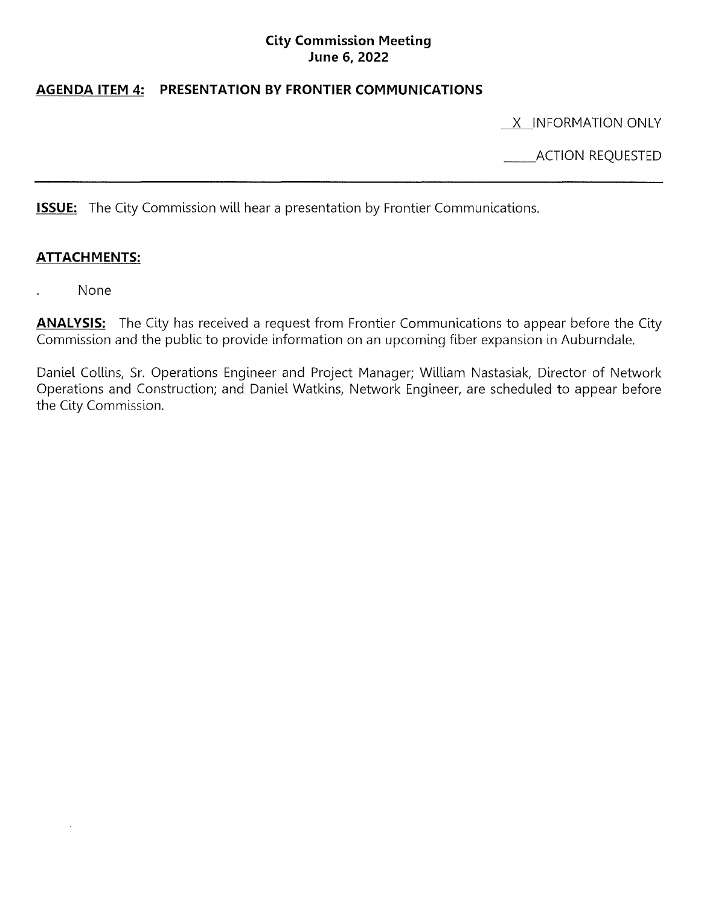**City Commission Meeting**
**June 6, 2022**

**AGENDA ITEM 4: PRESENTATION BY FRONTIER COMMUNICATIONS**

\_\_X\_\_INFORMATION ONLY

\_\_\_\_\_ACTION REQUESTED

---

**ISSUE:** The City Commission will hear a presentation by Frontier Communications.

**ATTACHMENTS:**

. None

**ANALYSIS:** The City has received a request from Frontier Communications to appear before the City Commission and the public to provide information on an upcoming fiber expansion in Auburndale.

Daniel Collins, Sr. Operations Engineer and Project Manager; William Nastasiak, Director of Network Operations and Construction; and Daniel Watkins, Network Engineer, are scheduled to appear before the City Commission.